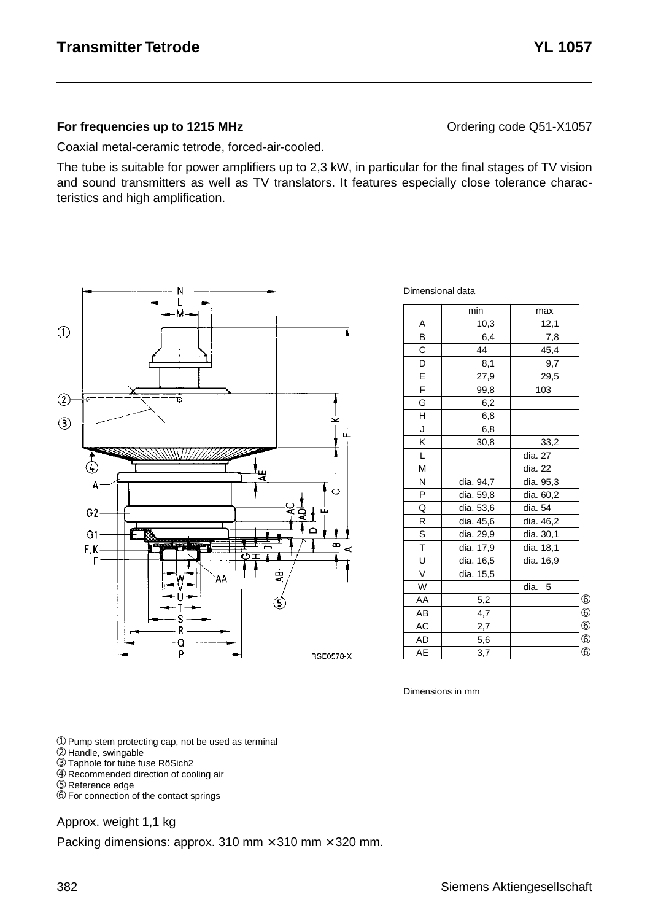# Transmitter Tetrode YL 1057

**For frequencies up to 1215 MHz** Ordering code Q51-X1057

Coaxial metal-ceramic tetrode, forced-air-cooled.

The tube is suitable for power amplifiers up to 2,3 kW, in particular for the final stages of TV vision and sound transmitters as well as TV translators. It features especially close tolerance characteristics and high amplification.

RSE0578-X

Dimensional data

| | min | max | |
|---|---|---|---|
| A | 10,3 | 12,1 | |
| B | 6,4 | 7,8 | |
| C | 44 | 45,4 | |
| D | 8,1 | 9,7 | |
| E | 27,9 | 29,5 | |
| F | 99,8 | 103 | |
| G | 6,2 | | |
| H | 6,8 | | |
| J | 6,8 | | |
| K | 30,8 | 33,2 | |
| L | | dia. 27 | |
| M | | dia. 22 | |
| N | dia. 94,7 | dia. 95,3 | |
| P | dia. 59,8 | dia. 60,2 | |
| Q | dia. 53,6 | dia. 54 | |
| R | dia. 45,6 | dia. 46,2 | |
| S | dia. 29,9 | dia. 30,1 | |
| T | dia. 17,9 | dia. 18,1 | |
| U | dia. 16,5 | dia. 16,9 | |
| V | dia. 15,5 | | |
| W | | dia. 5 | |
| AA | 5,2 | | ⑥ |
| AB | 4,7 | | ⑥ |
| AC | 2,7 | | ⑥ |
| AD | 5,6 | | ⑥ |
| AE | 3,7 | | ⑥ |

Dimensions in mm

① Pump stem protecting cap, not be used as terminal
② Handle, swingable
③ Taphole for tube fuse RöSich2
④ Recommended direction of cooling air
⑤ Reference edge
⑥ For connection of the contact springs

Approx. weight 1,1 kg

Packing dimensions: approx. 310 mm × 310 mm × 320 mm.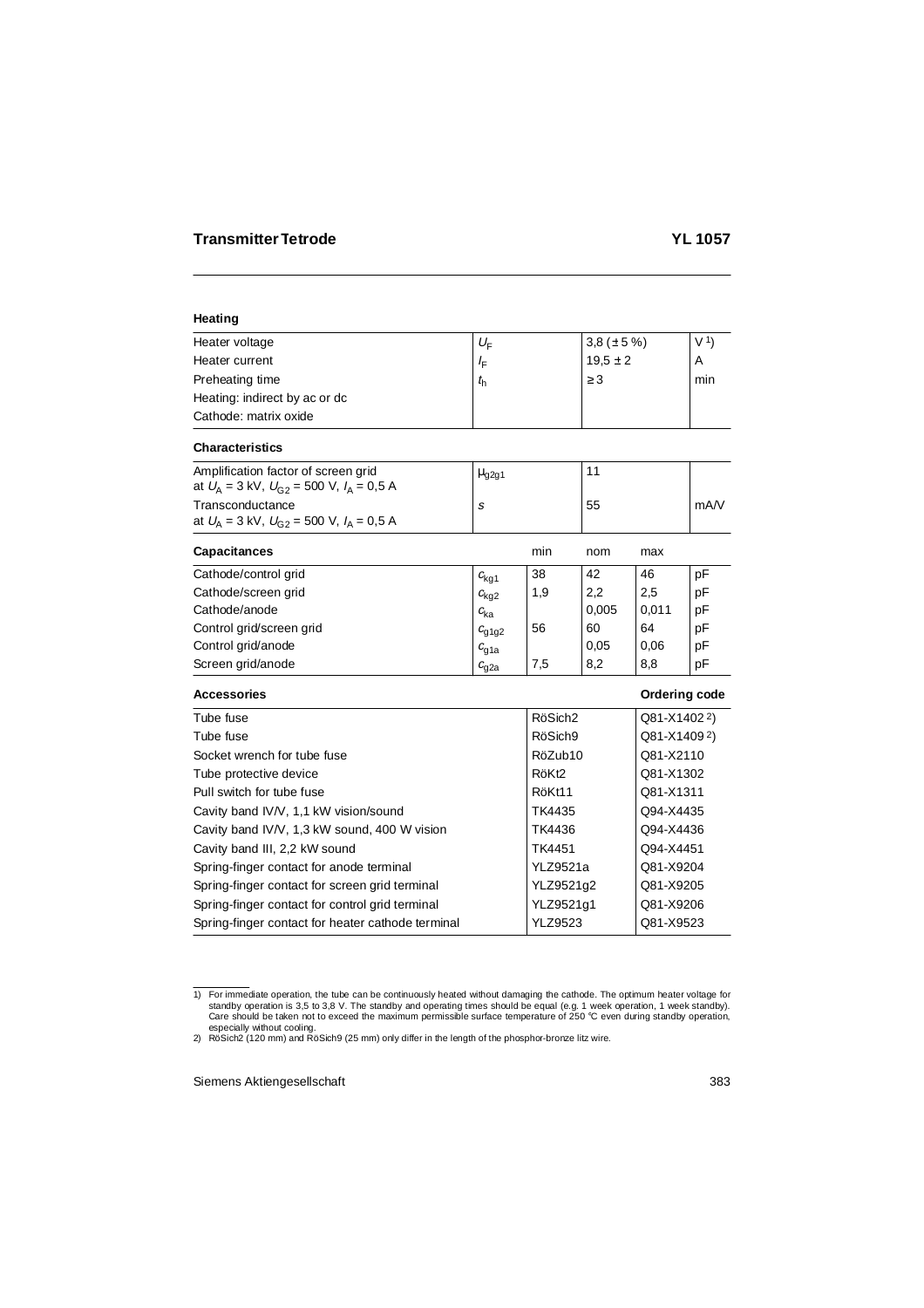## Transmitter Tetrode YL 1057

### Heating

| | | | |
|---|---|---|---|
| Heater voltage | $U_F$ | 3,8 (± 5 %) | V [1] |
| Heater current | $I_F$ | 19,5 ± 2 | A |
| Preheating time | $t_h$ | ≥ 3 | min |
| Heating: indirect by ac or dc | | | |
| Cathode: matrix oxide | | | |

### Characteristics

| | | | |
|---|---|---|---|
| Amplification factor of screen grid at $U_A$ = 3 kV, $U_{G2}$ = 500 V, $I_A$ = 0,5 A | $\mu_{g2g1}$ | 11 | |
| Transconductance at $U_A$ = 3 kV, $U_{G2}$ = 500 V, $I_A$ = 0,5 A | $S$ | 55 | mA/V |

### Capacitances

| Capacitances | | min | nom | max | |
|---|---|---|---|---|---|
| Cathode/control grid | $c_{kg1}$ | 38 | 42 | 46 | pF |
| Cathode/screen grid | $c_{kg2}$ | 1,9 | 2,2 | 2,5 | pF |
| Cathode/anode | $c_{ka}$ | | 0,005 | 0,011 | pF |
| Control grid/screen grid | $c_{g1g2}$ | 56 | 60 | 64 | pF |
| Control grid/anode | $c_{g1a}$ | | 0,05 | 0,06 | pF |
| Screen grid/anode | $c_{g2a}$ | 7,5 | 8,2 | 8,8 | pF |

### Accessories

| Accessories | | Ordering code |
|---|---|---|
| Tube fuse | RöSich2 | Q81-X1402 [2] |
| Tube fuse | RöSich9 | Q81-X1409 [2] |
| Socket wrench for tube fuse | RöZub10 | Q81-X2110 |
| Tube protective device | RöKt2 | Q81-X1302 |
| Pull switch for tube fuse | RöKt11 | Q81-X1311 |
| Cavity band IV/V, 1,1 kW vision/sound | TK4435 | Q94-X4435 |
| Cavity band IV/V, 1,3 kW sound, 400 W vision | TK4436 | Q94-X4436 |
| Cavity band III, 2,2 kW sound | TK4451 | Q94-X4451 |
| Spring-finger contact for anode terminal | YLZ9521a | Q81-X9204 |
| Spring-finger contact for screen grid terminal | YLZ9521g2 | Q81-X9205 |
| Spring-finger contact for control grid terminal | YLZ9521g1 | Q81-X9206 |
| Spring-finger contact for heater cathode terminal | YLZ9523 | Q81-X9523 |

1) For immediate operation, the tube can be continuously heated without damaging the cathode. The optimum heater voltage for standby operation is 3,5 to 3,8 V. The standby and operating times should be equal (e.g. 1 week operation, 1 week standby). Care should be taken not to exceed the maximum permissible surface temperature of 250 °C even during standby operation, especially without cooling.

2) RöSich2 (120 mm) and RöSich9 (25 mm) only differ in the length of the phosphor-bronze litz wire.

Siemens Aktiengesellschaft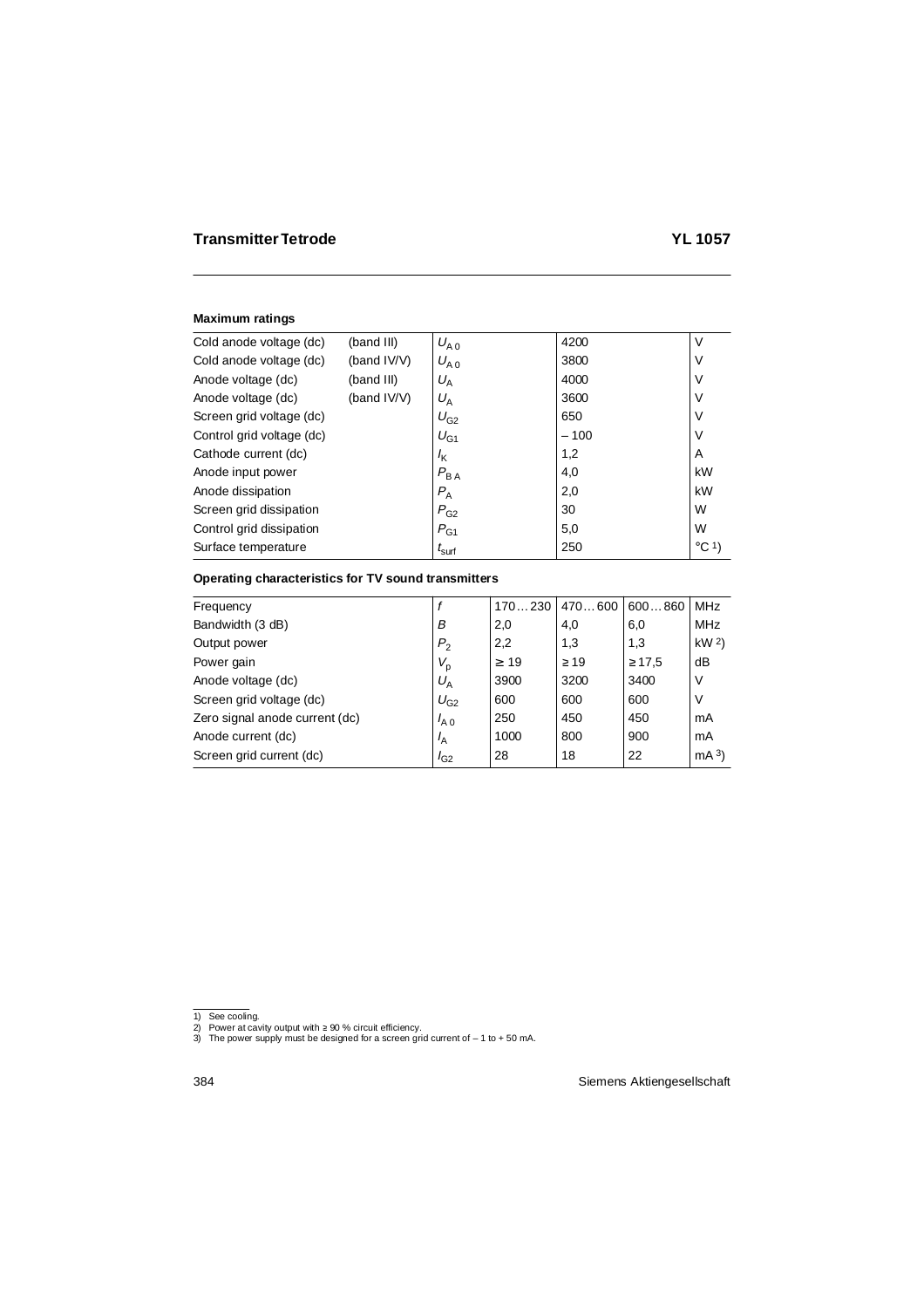## Transmitter Tetrode YL 1057

### Maximum ratings

| | | | | |
|---|---|---|---|---|
| Cold anode voltage (dc) | (band III) | $U_{A\,0}$ | 4200 | V |
| Cold anode voltage (dc) | (band IV/V) | $U_{A\,0}$ | 3800 | V |
| Anode voltage (dc) | (band III) | $U_A$ | 4000 | V |
| Anode voltage (dc) | (band IV/V) | $U_A$ | 3600 | V |
| Screen grid voltage (dc) | | $U_{G2}$ | 650 | V |
| Control grid voltage (dc) | | $U_{G1}$ | – 100 | V |
| Cathode current (dc) | | $I_K$ | 1,2 | A |
| Anode input power | | $P_{B\,A}$ | 4,0 | kW |
| Anode dissipation | | $P_A$ | 2,0 | kW |
| Screen grid dissipation | | $P_{G2}$ | 30 | W |
| Control grid dissipation | | $P_{G1}$ | 5,0 | W |
| Surface temperature | | $t_{surf}$ | 250 | °C [1] |

### Operating characteristics for TV sound transmitters

| | | | | | |
|---|---|---|---|---|---|
| Frequency | $f$ | 170…230 | 470…600 | 600…860 | MHz |
| Bandwidth (3 dB) | $B$ | 2,0 | 4,0 | 6,0 | MHz |
| Output power | $P_2$ | 2,2 | 1,3 | 1,3 | kW [2] |
| Power gain | $V_p$ | ≥ 19 | ≥ 19 | ≥ 17,5 | dB |
| Anode voltage (dc) | $U_A$ | 3900 | 3200 | 3400 | V |
| Screen grid voltage (dc) | $U_{G2}$ | 600 | 600 | 600 | V |
| Zero signal anode current (dc) | $I_{A\,0}$ | 250 | 450 | 450 | mA |
| Anode current (dc) | $I_A$ | 1000 | 800 | 900 | mA |
| Screen grid current (dc) | $I_{G2}$ | 28 | 18 | 22 | mA [3] |

1) See cooling.
2) Power at cavity output with ≥ 90 % circuit efficiency.
3) The power supply must be designed for a screen grid current of – 1 to + 50 mA.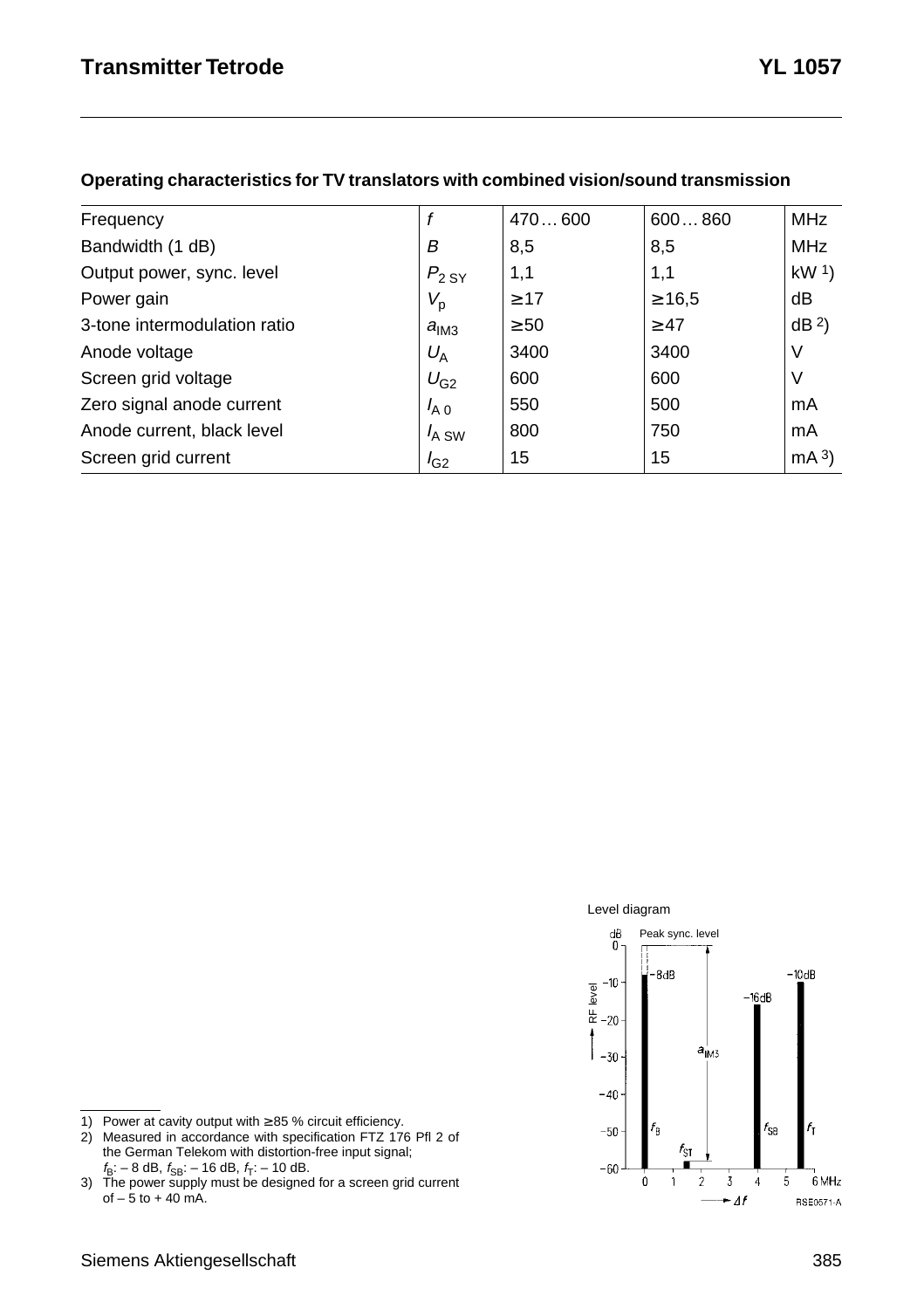## Operating characteristics for TV translators with combined vision/sound transmission

| Frequency | $f$ | 470 … 600 | 600 … 860 | MHz |
|---|---|---|---|---|
| Bandwidth (1 dB) | $B$ | 8,5 | 8,5 | MHz |
| Output power, sync. level | $P_{2\,SY}$ | 1,1 | 1,1 | kW [1]) |
| Power gain | $V_p$ | ≥ 17 | ≥ 16,5 | dB |
| 3-tone intermodulation ratio | $a_{IM3}$ | ≥ 50 | ≥ 47 | dB [2]) |
| Anode voltage | $U_A$ | 3400 | 3400 | V |
| Screen grid voltage | $U_{G2}$ | 600 | 600 | V |
| Zero signal anode current | $I_{A\,0}$ | 550 | 500 | mA |
| Anode current, black level | $I_{A\,SW}$ | 800 | 750 | mA |
| Screen grid current | $I_{G2}$ | 15 | 15 | mA [3]) |

Level diagram

1) Power at cavity output with ≥ 85 % circuit efficiency.
2) Measured in accordance with specification FTZ 176 Pfl 2 of the German Telekom with distortion-free input signal; $f_B$: – 8 dB, $f_{SB}$: – 16 dB, $f_T$: – 10 dB.
3) The power supply must be designed for a screen grid current of – 5 to + 40 mA.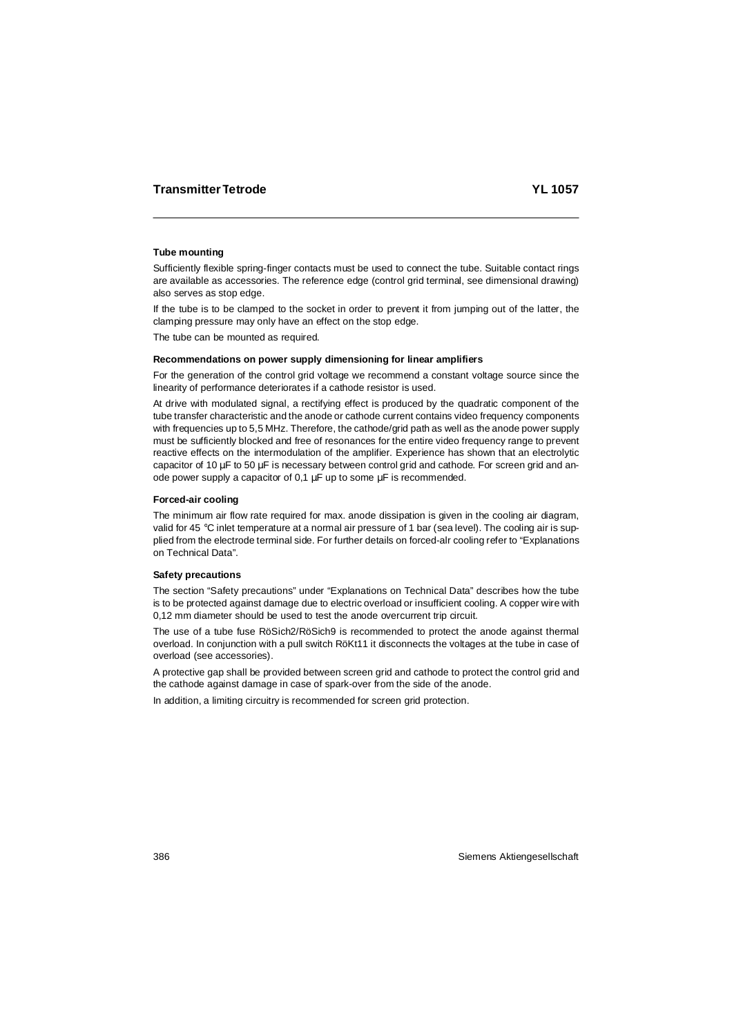## Tube mounting

Sufficiently flexible spring-finger contacts must be used to connect the tube. Suitable contact rings are available as accessories. The reference edge (control grid terminal, see dimensional drawing) also serves as stop edge.

If the tube is to be clamped to the socket in order to prevent it from jumping out of the latter, the clamping pressure may only have an effect on the stop edge.

The tube can be mounted as required.

## Recommendations on power supply dimensioning for linear amplifiers

For the generation of the control grid voltage we recommend a constant voltage source since the linearity of performance deteriorates if a cathode resistor is used.

At drive with modulated signal, a rectifying effect is produced by the quadratic component of the tube transfer characteristic and the anode or cathode current contains video frequency components with frequencies up to 5,5 MHz. Therefore, the cathode/grid path as well as the anode power supply must be sufficiently blocked and free of resonances for the entire video frequency range to prevent reactive effects on the intermodulation of the amplifier. Experience has shown that an electrolytic capacitor of 10 µF to 50 µF is necessary between control grid and cathode. For screen grid and anode power supply a capacitor of 0,1 µF up to some µF is recommended.

## Forced-air cooling

The minimum air flow rate required for max. anode dissipation is given in the cooling air diagram, valid for 45 °C inlet temperature at a normal air pressure of 1 bar (sea level). The cooling air is supplied from the electrode terminal side. For further details on forced-alr cooling refer to "Explanations on Technical Data".

## Safety precautions

The section "Safety precautions" under "Explanations on Technical Data" describes how the tube is to be protected against damage due to electric overload or insufficient cooling. A copper wire with 0,12 mm diameter should be used to test the anode overcurrent trip circuit.

The use of a tube fuse RöSich2/RöSich9 is recommended to protect the anode against thermal overload. In conjunction with a pull switch RöKt11 it disconnects the voltages at the tube in case of overload (see accessories).

A protective gap shall be provided between screen grid and cathode to protect the control grid and the cathode against damage in case of spark-over from the side of the anode.

In addition, a limiting circuitry is recommended for screen grid protection.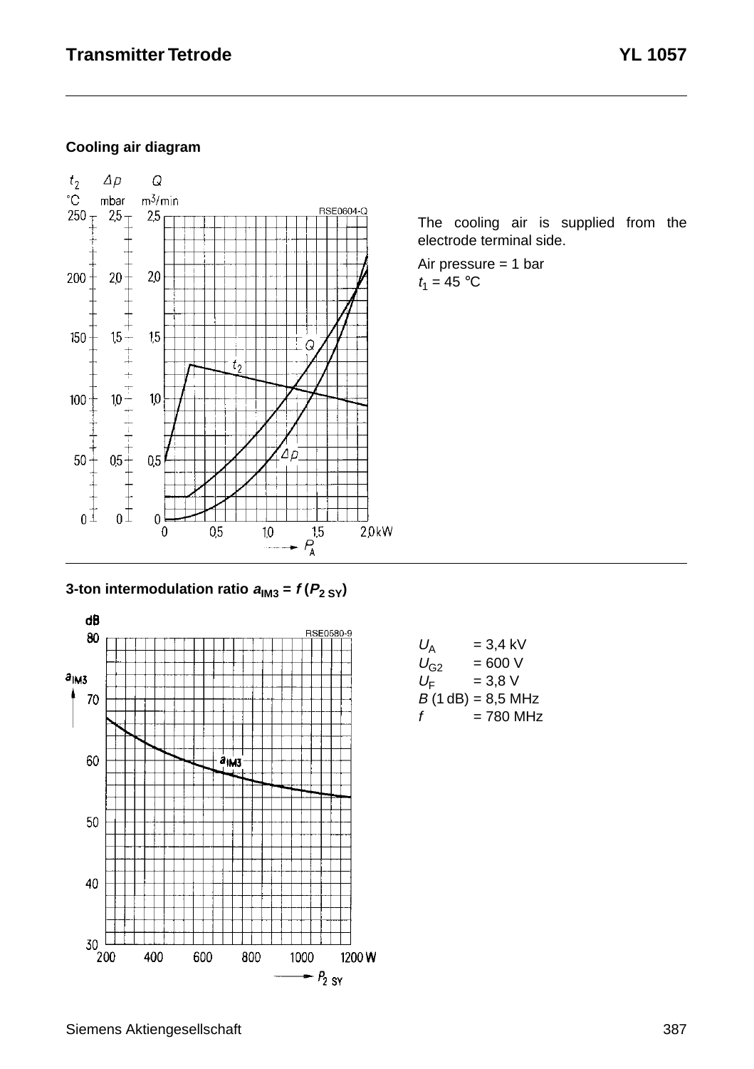## Cooling air diagram

The cooling air is supplied from the electrode terminal side.

Air pressure = 1 bar
$t_1$ = 45 °C

## 3-ton intermodulation ratio $a_{IM3} = f\,(P_{2\,SY})$

| | |
|---|---|
| $U_A$ | = 3,4 kV |
| $U_{G2}$ | = 600 V |
| $U_F$ | = 3,8 V |
| $B$ (1 dB) | = 8,5 MHz |
| $f$ | = 780 MHz |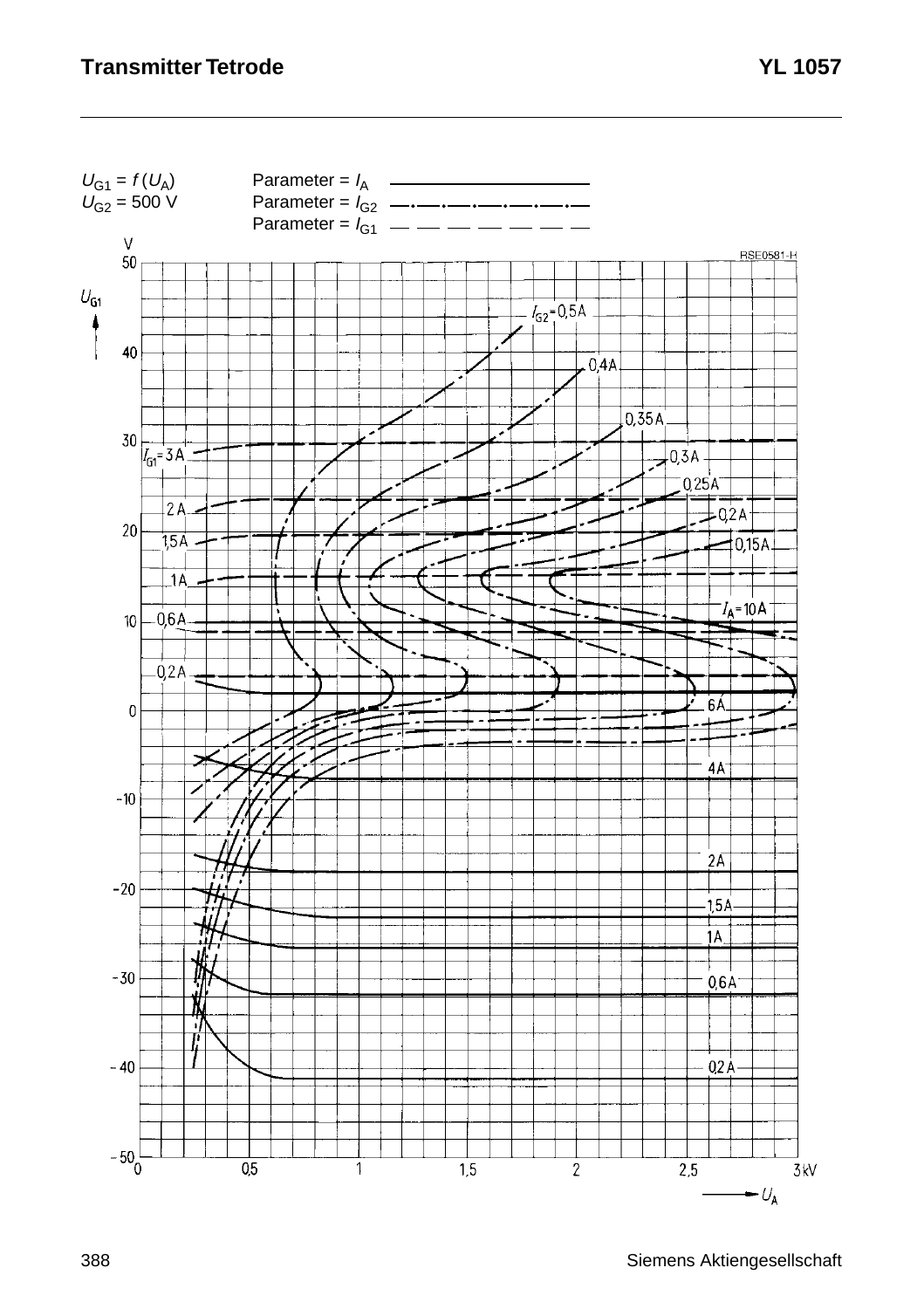## Transmitter Tetrode YL 1057

$U_{G1} = f(U_A)$
$U_{G2} = 500$ V

Parameter = $I_A$
Parameter = $I_{G2}$
Parameter = $I_{G1}$

RSE0581-H

V

$U_{G1}$

50
40
30
20
10
0
-10
-20
-30
-40
-50

$I_{G2}$ = 0,5 A
0,4 A
0,35 A
0,3 A
0,25 A
0,2 A
0,15 A

$I_{G1}$ = 3 A
2 A
1,5 A
1 A
0,6 A
0,2 A

$I_A$ = 10 A
6 A
4 A
2 A
1,5 A
1 A
0,6 A
0,2 A

0
0,5
1
1,5
2
2,5
3 kV

$U_A$

Siemens Aktiengesellschaft